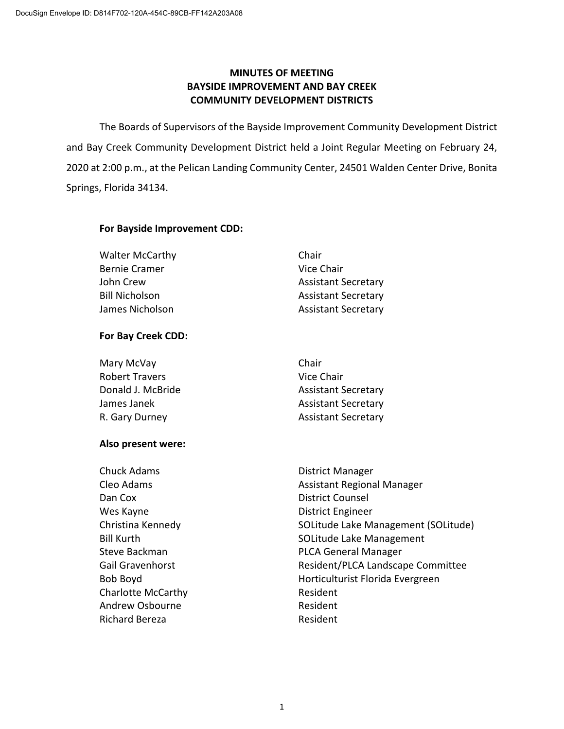DocuSign Envelope ID: D814F702-120A-454C-89CB-FF142A203A08

# MINUTES OF MEETING
# BAYSIDE IMPROVEMENT AND BAY CREEK
# COMMUNITY DEVELOPMENT DISTRICTS

The Boards of Supervisors of the Bayside Improvement Community Development District and Bay Creek Community Development District held a Joint Regular Meeting on February 24, 2020 at 2:00 p.m., at the Pelican Landing Community Center, 24501 Walden Center Drive, Bonita Springs, Florida 34134.

**For Bayside Improvement CDD:**

| | |
|---|---|
| Walter McCarthy | Chair |
| Bernie Cramer | Vice Chair |
| John Crew | Assistant Secretary |
| Bill Nicholson | Assistant Secretary |
| James Nicholson | Assistant Secretary |

**For Bay Creek CDD:**

| | |
|---|---|
| Mary McVay | Chair |
| Robert Travers | Vice Chair |
| Donald J. McBride | Assistant Secretary |
| James Janek | Assistant Secretary |
| R. Gary Durney | Assistant Secretary |

**Also present were:**

| | |
|---|---|
| Chuck Adams | District Manager |
| Cleo Adams | Assistant Regional Manager |
| Dan Cox | District Counsel |
| Wes Kayne | District Engineer |
| Christina Kennedy | SOLitude Lake Management (SOLitude) |
| Bill Kurth | SOLitude Lake Management |
| Steve Backman | PLCA General Manager |
| Gail Gravenhorst | Resident/PLCA Landscape Committee |
| Bob Boyd | Horticulturist Florida Evergreen |
| Charlotte McCarthy | Resident |
| Andrew Osbourne | Resident |
| Richard Bereza | Resident |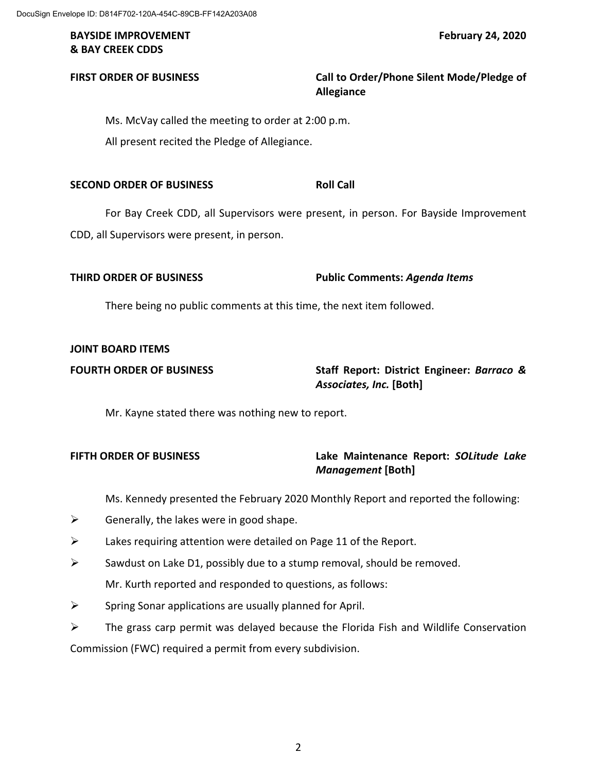**BAYSIDE IMPROVEMENT & BAY CREEK CDDS** **February 24, 2020**

**FIRST ORDER OF BUSINESS** **Call to Order/Phone Silent Mode/Pledge of Allegiance**

Ms. McVay called the meeting to order at 2:00 p.m.

All present recited the Pledge of Allegiance.

**SECOND ORDER OF BUSINESS** **Roll Call**

For Bay Creek CDD, all Supervisors were present, in person. For Bayside Improvement CDD, all Supervisors were present, in person.

**THIRD ORDER OF BUSINESS** **Public Comments: *Agenda Items***

There being no public comments at this time, the next item followed.

**JOINT BOARD ITEMS**

**FOURTH ORDER OF BUSINESS** **Staff Report: District Engineer: *Barraco & Associates, Inc.* [Both]**

Mr. Kayne stated there was nothing new to report.

**FIFTH ORDER OF BUSINESS** **Lake Maintenance Report: *SOLitude Lake Management* [Both]**

Ms. Kennedy presented the February 2020 Monthly Report and reported the following:

- Generally, the lakes were in good shape.
- Lakes requiring attention were detailed on Page 11 of the Report.
- Sawdust on Lake D1, possibly due to a stump removal, should be removed.

Mr. Kurth reported and responded to questions, as follows:

- Spring Sonar applications are usually planned for April.
- The grass carp permit was delayed because the Florida Fish and Wildlife Conservation Commission (FWC) required a permit from every subdivision.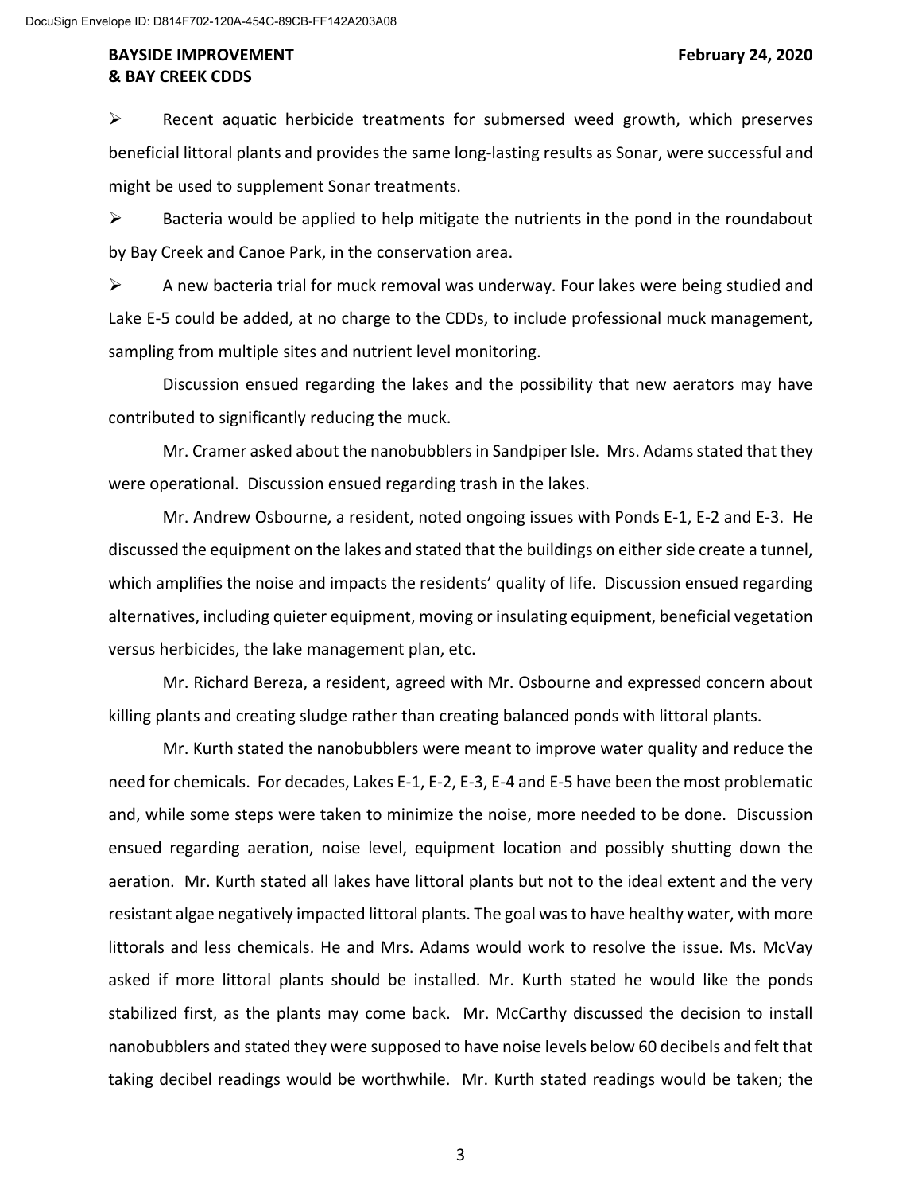- Recent aquatic herbicide treatments for submersed weed growth, which preserves beneficial littoral plants and provides the same long-lasting results as Sonar, were successful and might be used to supplement Sonar treatments.
- Bacteria would be applied to help mitigate the nutrients in the pond in the roundabout by Bay Creek and Canoe Park, in the conservation area.
- A new bacteria trial for muck removal was underway. Four lakes were being studied and Lake E-5 could be added, at no charge to the CDDs, to include professional muck management, sampling from multiple sites and nutrient level monitoring.

Discussion ensued regarding the lakes and the possibility that new aerators may have contributed to significantly reducing the muck.

Mr. Cramer asked about the nanobubblers in Sandpiper Isle. Mrs. Adams stated that they were operational. Discussion ensued regarding trash in the lakes.

Mr. Andrew Osbourne, a resident, noted ongoing issues with Ponds E-1, E-2 and E-3. He discussed the equipment on the lakes and stated that the buildings on either side create a tunnel, which amplifies the noise and impacts the residents' quality of life. Discussion ensued regarding alternatives, including quieter equipment, moving or insulating equipment, beneficial vegetation versus herbicides, the lake management plan, etc.

Mr. Richard Bereza, a resident, agreed with Mr. Osbourne and expressed concern about killing plants and creating sludge rather than creating balanced ponds with littoral plants.

Mr. Kurth stated the nanobubblers were meant to improve water quality and reduce the need for chemicals. For decades, Lakes E-1, E-2, E-3, E-4 and E-5 have been the most problematic and, while some steps were taken to minimize the noise, more needed to be done. Discussion ensued regarding aeration, noise level, equipment location and possibly shutting down the aeration. Mr. Kurth stated all lakes have littoral plants but not to the ideal extent and the very resistant algae negatively impacted littoral plants. The goal was to have healthy water, with more littorals and less chemicals. He and Mrs. Adams would work to resolve the issue. Ms. McVay asked if more littoral plants should be installed. Mr. Kurth stated he would like the ponds stabilized first, as the plants may come back. Mr. McCarthy discussed the decision to install nanobubblers and stated they were supposed to have noise levels below 60 decibels and felt that taking decibel readings would be worthwhile. Mr. Kurth stated readings would be taken; the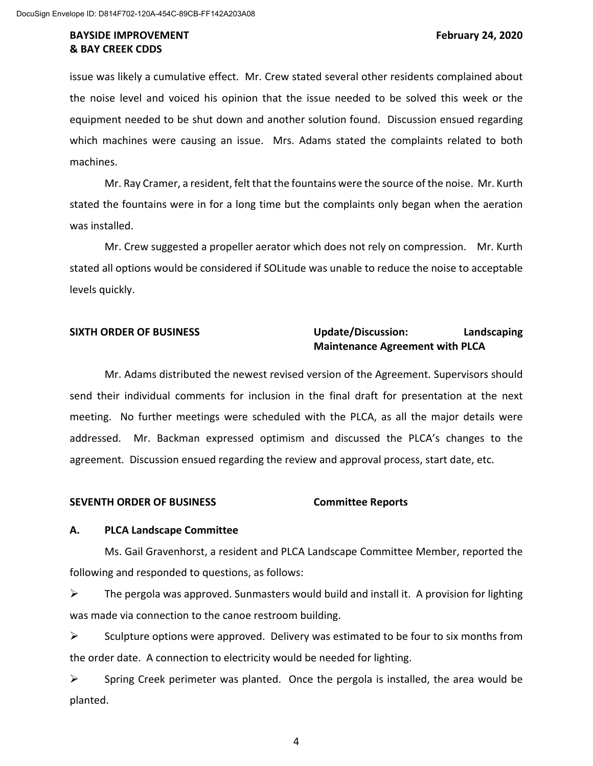issue was likely a cumulative effect. Mr. Crew stated several other residents complained about the noise level and voiced his opinion that the issue needed to be solved this week or the equipment needed to be shut down and another solution found. Discussion ensued regarding which machines were causing an issue. Mrs. Adams stated the complaints related to both machines.

Mr. Ray Cramer, a resident, felt that the fountains were the source of the noise. Mr. Kurth stated the fountains were in for a long time but the complaints only began when the aeration was installed.

Mr. Crew suggested a propeller aerator which does not rely on compression. Mr. Kurth stated all options would be considered if SOLitude was unable to reduce the noise to acceptable levels quickly.

**SIXTH ORDER OF BUSINESS** **Update/Discussion: Landscaping Maintenance Agreement with PLCA**

Mr. Adams distributed the newest revised version of the Agreement. Supervisors should send their individual comments for inclusion in the final draft for presentation at the next meeting. No further meetings were scheduled with the PLCA, as all the major details were addressed. Mr. Backman expressed optimism and discussed the PLCA's changes to the agreement. Discussion ensued regarding the review and approval process, start date, etc.

**SEVENTH ORDER OF BUSINESS** **Committee Reports**

**A. PLCA Landscape Committee**

Ms. Gail Gravenhorst, a resident and PLCA Landscape Committee Member, reported the following and responded to questions, as follows:

- The pergola was approved. Sunmasters would build and install it. A provision for lighting was made via connection to the canoe restroom building.
- Sculpture options were approved. Delivery was estimated to be four to six months from the order date. A connection to electricity would be needed for lighting.
- Spring Creek perimeter was planted. Once the pergola is installed, the area would be planted.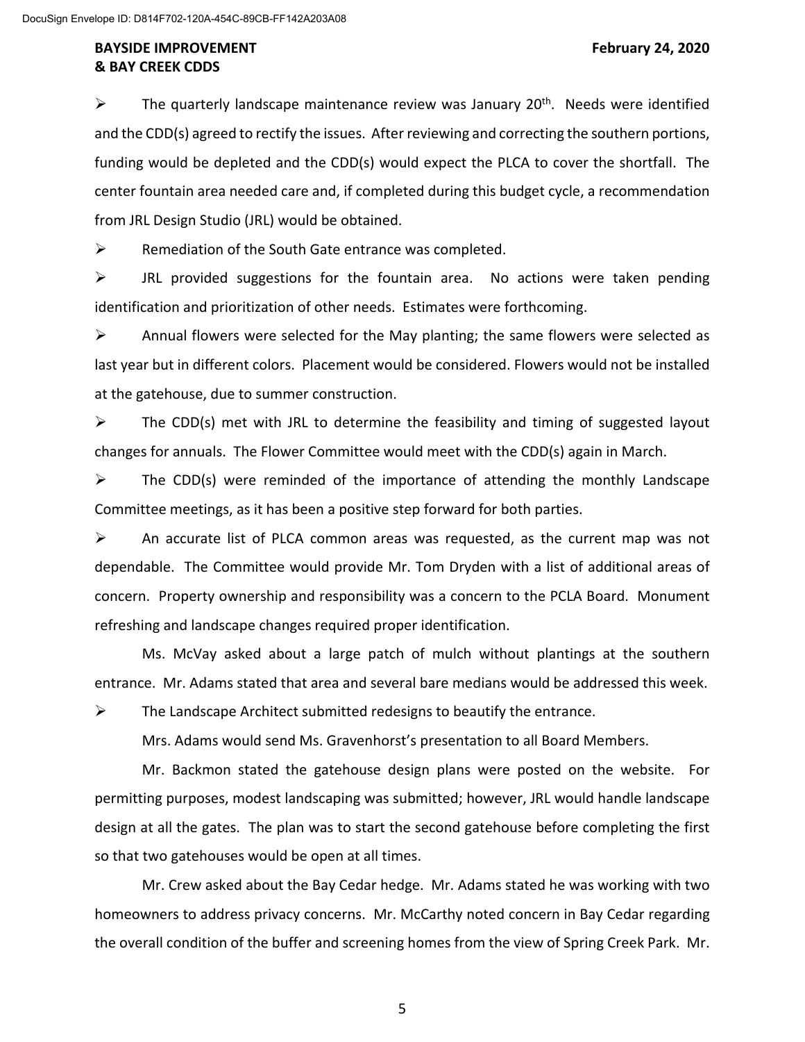- ➢ The quarterly landscape maintenance review was January 20th. Needs were identified and the CDD(s) agreed to rectify the issues. After reviewing and correcting the southern portions, funding would be depleted and the CDD(s) would expect the PLCA to cover the shortfall. The center fountain area needed care and, if completed during this budget cycle, a recommendation from JRL Design Studio (JRL) would be obtained.
- ➢ Remediation of the South Gate entrance was completed.
- ➢ JRL provided suggestions for the fountain area. No actions were taken pending identification and prioritization of other needs. Estimates were forthcoming.
- ➢ Annual flowers were selected for the May planting; the same flowers were selected as last year but in different colors. Placement would be considered. Flowers would not be installed at the gatehouse, due to summer construction.
- ➢ The CDD(s) met with JRL to determine the feasibility and timing of suggested layout changes for annuals. The Flower Committee would meet with the CDD(s) again in March.
- ➢ The CDD(s) were reminded of the importance of attending the monthly Landscape Committee meetings, as it has been a positive step forward for both parties.
- ➢ An accurate list of PLCA common areas was requested, as the current map was not dependable. The Committee would provide Mr. Tom Dryden with a list of additional areas of concern. Property ownership and responsibility was a concern to the PCLA Board. Monument refreshing and landscape changes required proper identification.

Ms. McVay asked about a large patch of mulch without plantings at the southern entrance. Mr. Adams stated that area and several bare medians would be addressed this week.

- ➢ The Landscape Architect submitted redesigns to beautify the entrance.

Mrs. Adams would send Ms. Gravenhorst's presentation to all Board Members.

Mr. Backmon stated the gatehouse design plans were posted on the website. For permitting purposes, modest landscaping was submitted; however, JRL would handle landscape design at all the gates. The plan was to start the second gatehouse before completing the first so that two gatehouses would be open at all times.

Mr. Crew asked about the Bay Cedar hedge. Mr. Adams stated he was working with two homeowners to address privacy concerns. Mr. McCarthy noted concern in Bay Cedar regarding the overall condition of the buffer and screening homes from the view of Spring Creek Park. Mr.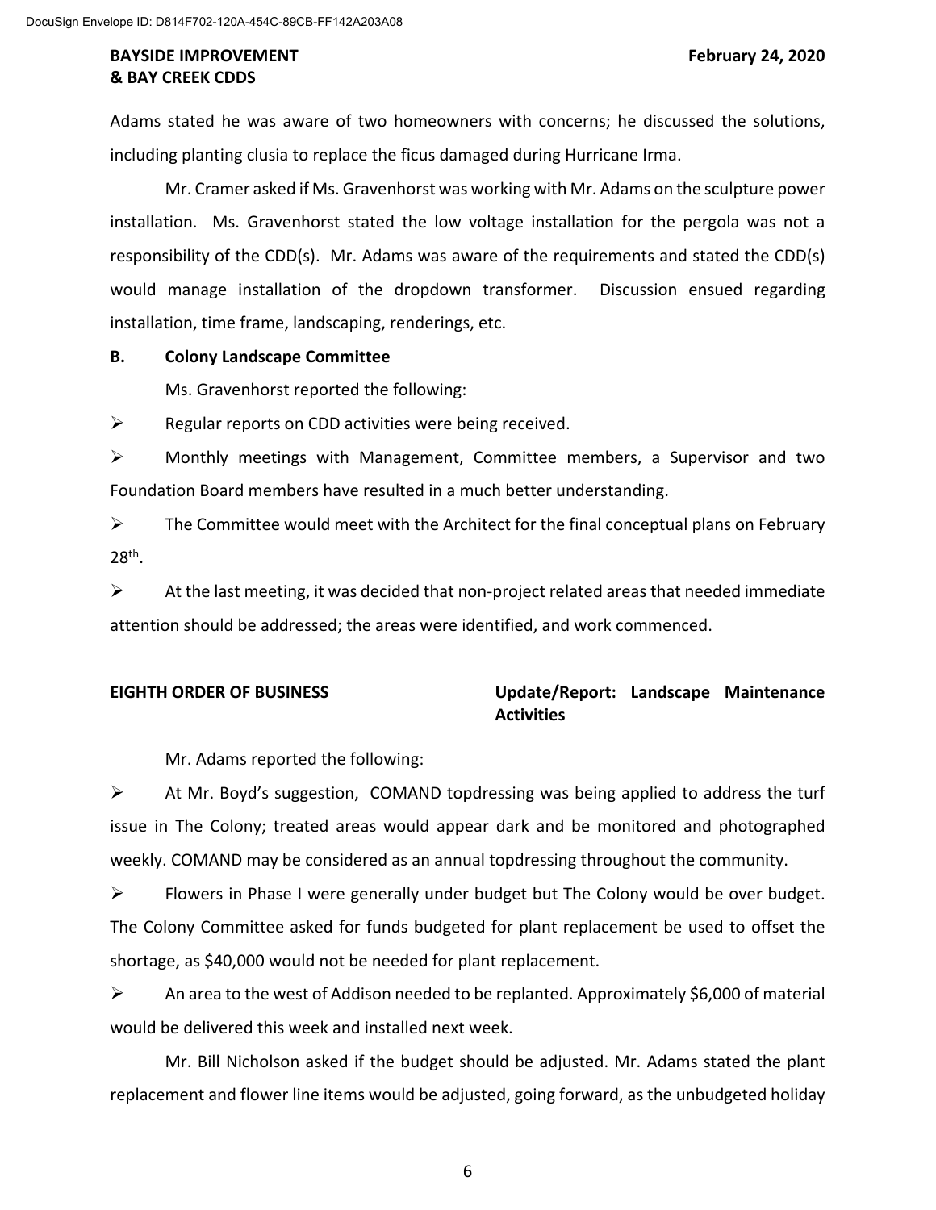Adams stated he was aware of two homeowners with concerns; he discussed the solutions, including planting clusia to replace the ficus damaged during Hurricane Irma.

Mr. Cramer asked if Ms. Gravenhorst was working with Mr. Adams on the sculpture power installation. Ms. Gravenhorst stated the low voltage installation for the pergola was not a responsibility of the CDD(s). Mr. Adams was aware of the requirements and stated the CDD(s) would manage installation of the dropdown transformer. Discussion ensued regarding installation, time frame, landscaping, renderings, etc.

**B. Colony Landscape Committee**

Ms. Gravenhorst reported the following:

- Regular reports on CDD activities were being received.
- Monthly meetings with Management, Committee members, a Supervisor and two Foundation Board members have resulted in a much better understanding.
- The Committee would meet with the Architect for the final conceptual plans on February 28th.
- At the last meeting, it was decided that non-project related areas that needed immediate attention should be addressed; the areas were identified, and work commenced.

**EIGHTH ORDER OF BUSINESS** **Update/Report: Landscape Maintenance Activities**

Mr. Adams reported the following:

- At Mr. Boyd's suggestion, COMAND topdressing was being applied to address the turf issue in The Colony; treated areas would appear dark and be monitored and photographed weekly. COMAND may be considered as an annual topdressing throughout the community.
- Flowers in Phase I were generally under budget but The Colony would be over budget. The Colony Committee asked for funds budgeted for plant replacement be used to offset the shortage, as $40,000 would not be needed for plant replacement.
- An area to the west of Addison needed to be replanted. Approximately $6,000 of material would be delivered this week and installed next week.

Mr. Bill Nicholson asked if the budget should be adjusted. Mr. Adams stated the plant replacement and flower line items would be adjusted, going forward, as the unbudgeted holiday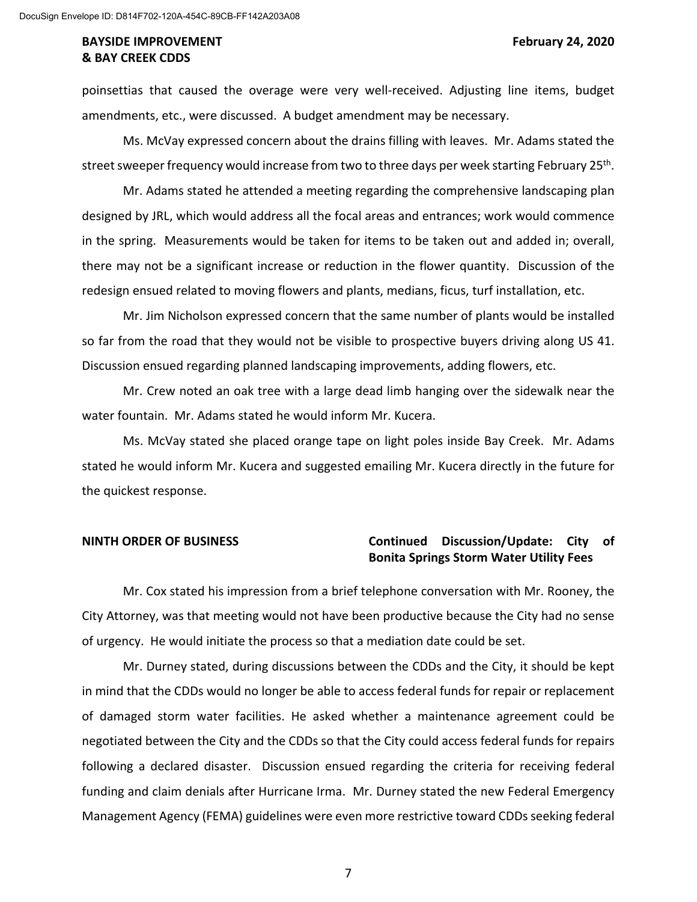poinsettias that caused the overage were very well-received. Adjusting line items, budget amendments, etc., were discussed. A budget amendment may be necessary.

Ms. McVay expressed concern about the drains filling with leaves. Mr. Adams stated the street sweeper frequency would increase from two to three days per week starting February 25th.

Mr. Adams stated he attended a meeting regarding the comprehensive landscaping plan designed by JRL, which would address all the focal areas and entrances; work would commence in the spring. Measurements would be taken for items to be taken out and added in; overall, there may not be a significant increase or reduction in the flower quantity. Discussion of the redesign ensued related to moving flowers and plants, medians, ficus, turf installation, etc.

Mr. Jim Nicholson expressed concern that the same number of plants would be installed so far from the road that they would not be visible to prospective buyers driving along US 41. Discussion ensued regarding planned landscaping improvements, adding flowers, etc.

Mr. Crew noted an oak tree with a large dead limb hanging over the sidewalk near the water fountain. Mr. Adams stated he would inform Mr. Kucera.

Ms. McVay stated she placed orange tape on light poles inside Bay Creek. Mr. Adams stated he would inform Mr. Kucera and suggested emailing Mr. Kucera directly in the future for the quickest response.

**NINTH ORDER OF BUSINESS** **Continued Discussion/Update: City of Bonita Springs Storm Water Utility Fees**

Mr. Cox stated his impression from a brief telephone conversation with Mr. Rooney, the City Attorney, was that meeting would not have been productive because the City had no sense of urgency. He would initiate the process so that a mediation date could be set.

Mr. Durney stated, during discussions between the CDDs and the City, it should be kept in mind that the CDDs would no longer be able to access federal funds for repair or replacement of damaged storm water facilities. He asked whether a maintenance agreement could be negotiated between the City and the CDDs so that the City could access federal funds for repairs following a declared disaster. Discussion ensued regarding the criteria for receiving federal funding and claim denials after Hurricane Irma. Mr. Durney stated the new Federal Emergency Management Agency (FEMA) guidelines were even more restrictive toward CDDs seeking federal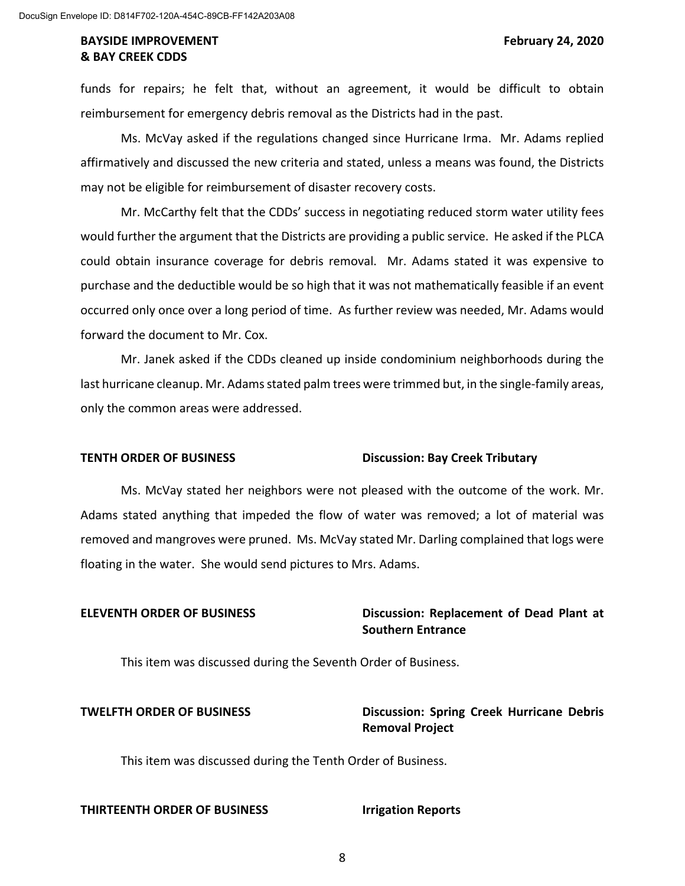funds for repairs; he felt that, without an agreement, it would be difficult to obtain reimbursement for emergency debris removal as the Districts had in the past.

Ms. McVay asked if the regulations changed since Hurricane Irma. Mr. Adams replied affirmatively and discussed the new criteria and stated, unless a means was found, the Districts may not be eligible for reimbursement of disaster recovery costs.

Mr. McCarthy felt that the CDDs' success in negotiating reduced storm water utility fees would further the argument that the Districts are providing a public service. He asked if the PLCA could obtain insurance coverage for debris removal. Mr. Adams stated it was expensive to purchase and the deductible would be so high that it was not mathematically feasible if an event occurred only once over a long period of time. As further review was needed, Mr. Adams would forward the document to Mr. Cox.

Mr. Janek asked if the CDDs cleaned up inside condominium neighborhoods during the last hurricane cleanup. Mr. Adams stated palm trees were trimmed but, in the single-family areas, only the common areas were addressed.

**TENTH ORDER OF BUSINESS** **Discussion: Bay Creek Tributary**

Ms. McVay stated her neighbors were not pleased with the outcome of the work. Mr. Adams stated anything that impeded the flow of water was removed; a lot of material was removed and mangroves were pruned. Ms. McVay stated Mr. Darling complained that logs were floating in the water. She would send pictures to Mrs. Adams.

**ELEVENTH ORDER OF BUSINESS** **Discussion: Replacement of Dead Plant at Southern Entrance**

This item was discussed during the Seventh Order of Business.

**TWELFTH ORDER OF BUSINESS** **Discussion: Spring Creek Hurricane Debris Removal Project**

This item was discussed during the Tenth Order of Business.

**THIRTEENTH ORDER OF BUSINESS** **Irrigation Reports**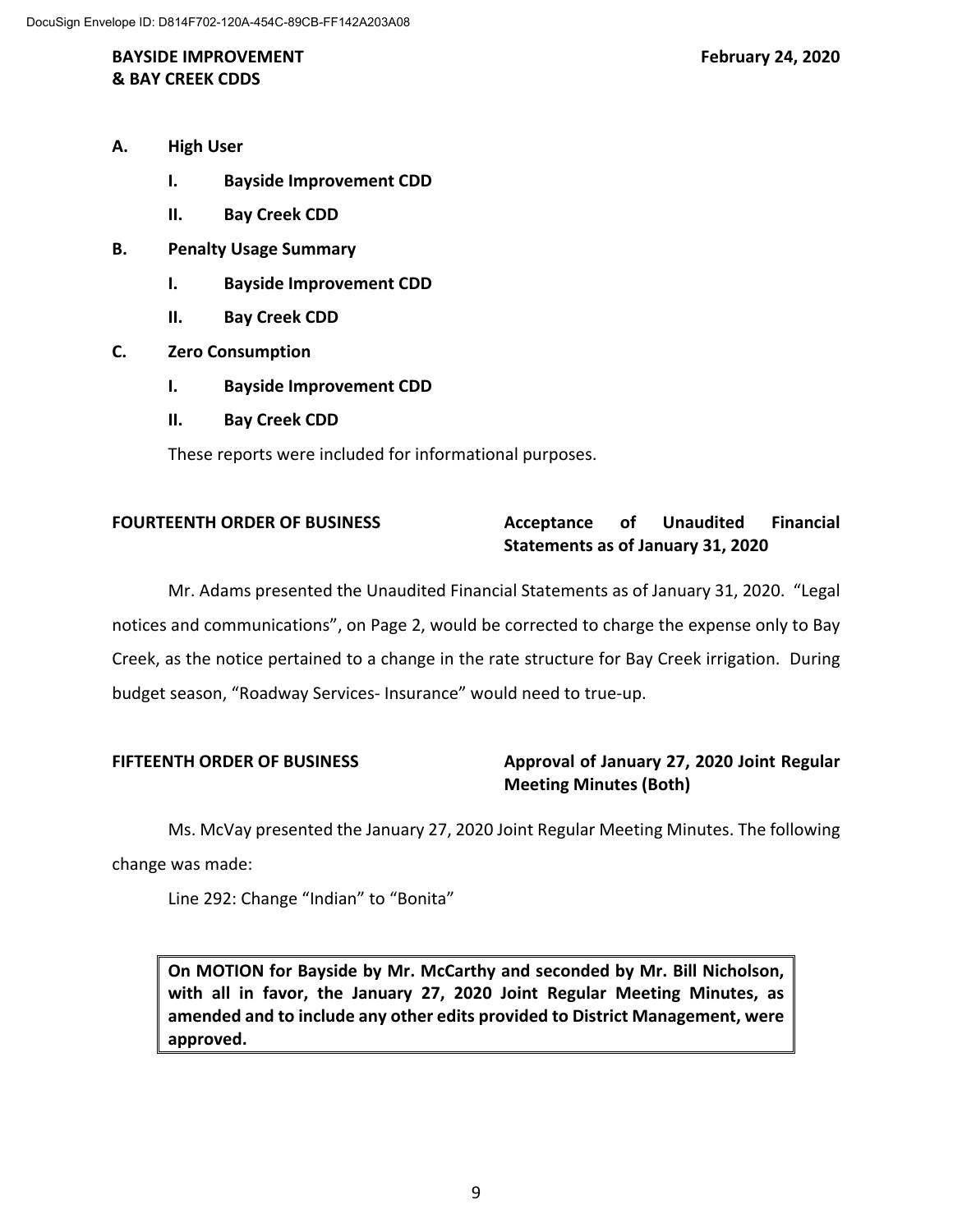- **A. High User**
  - **I. Bayside Improvement CDD**
  - **II. Bay Creek CDD**
- **B. Penalty Usage Summary**
  - **I. Bayside Improvement CDD**
  - **II. Bay Creek CDD**
- **C. Zero Consumption**
  - **I. Bayside Improvement CDD**
  - **II. Bay Creek CDD**

These reports were included for informational purposes.

**FOURTEENTH ORDER OF BUSINESS** — **Acceptance of Unaudited Financial Statements as of January 31, 2020**

Mr. Adams presented the Unaudited Financial Statements as of January 31, 2020. "Legal notices and communications", on Page 2, would be corrected to charge the expense only to Bay Creek, as the notice pertained to a change in the rate structure for Bay Creek irrigation. During budget season, "Roadway Services- Insurance" would need to true-up.

**FIFTEENTH ORDER OF BUSINESS** — **Approval of January 27, 2020 Joint Regular Meeting Minutes (Both)**

Ms. McVay presented the January 27, 2020 Joint Regular Meeting Minutes. The following change was made:

Line 292: Change "Indian" to "Bonita"

> **On MOTION for Bayside by Mr. McCarthy and seconded by Mr. Bill Nicholson, with all in favor, the January 27, 2020 Joint Regular Meeting Minutes, as amended and to include any other edits provided to District Management, were approved.**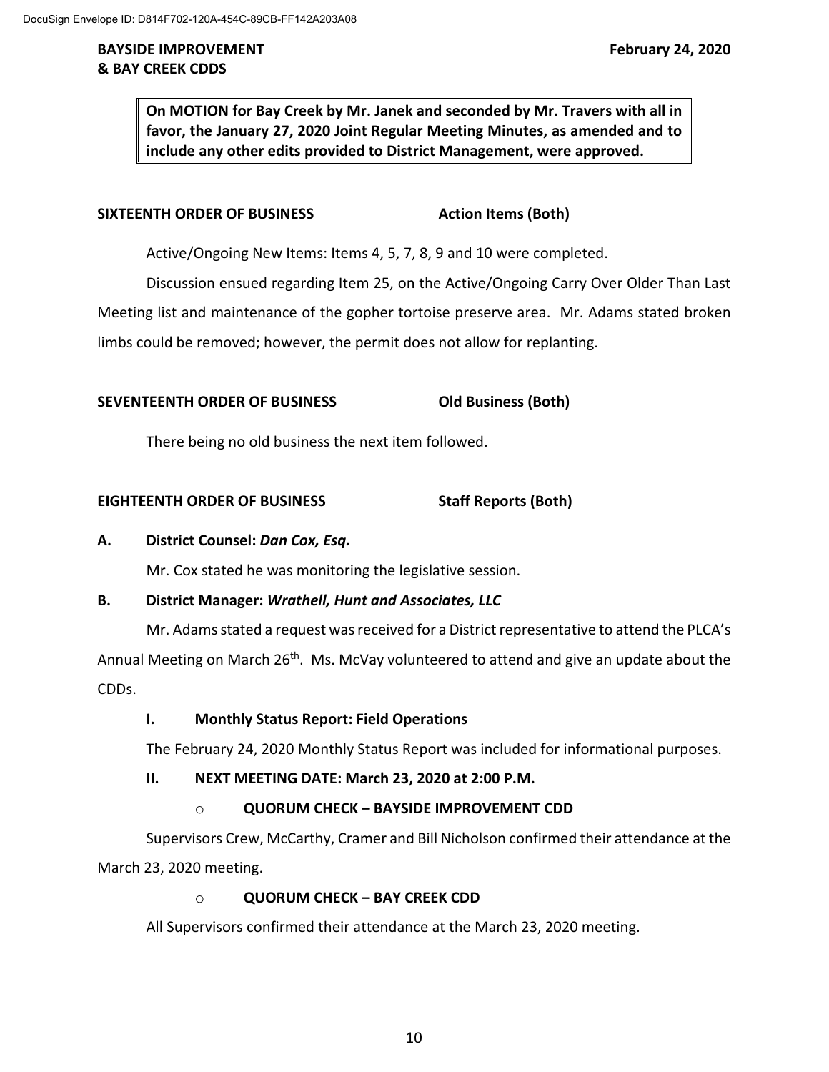**On MOTION for Bay Creek by Mr. Janek and seconded by Mr. Travers with all in favor, the January 27, 2020 Joint Regular Meeting Minutes, as amended and to include any other edits provided to District Management, were approved.**

**SIXTEENTH ORDER OF BUSINESS** **Action Items (Both)**

Active/Ongoing New Items: Items 4, 5, 7, 8, 9 and 10 were completed.

Discussion ensued regarding Item 25, on the Active/Ongoing Carry Over Older Than Last Meeting list and maintenance of the gopher tortoise preserve area. Mr. Adams stated broken limbs could be removed; however, the permit does not allow for replanting.

**SEVENTEENTH ORDER OF BUSINESS** **Old Business (Both)**

There being no old business the next item followed.

**EIGHTEENTH ORDER OF BUSINESS** **Staff Reports (Both)**

**A. District Counsel: *Dan Cox, Esq.***

Mr. Cox stated he was monitoring the legislative session.

**B. District Manager: *Wrathell, Hunt and Associates, LLC***

Mr. Adams stated a request was received for a District representative to attend the PLCA's Annual Meeting on March 26th. Ms. McVay volunteered to attend and give an update about the CDDs.

**I. Monthly Status Report: Field Operations**

The February 24, 2020 Monthly Status Report was included for informational purposes.

**II. NEXT MEETING DATE: March 23, 2020 at 2:00 P.M.**

- **QUORUM CHECK – BAYSIDE IMPROVEMENT CDD**

Supervisors Crew, McCarthy, Cramer and Bill Nicholson confirmed their attendance at the March 23, 2020 meeting.

- **QUORUM CHECK – BAY CREEK CDD**

All Supervisors confirmed their attendance at the March 23, 2020 meeting.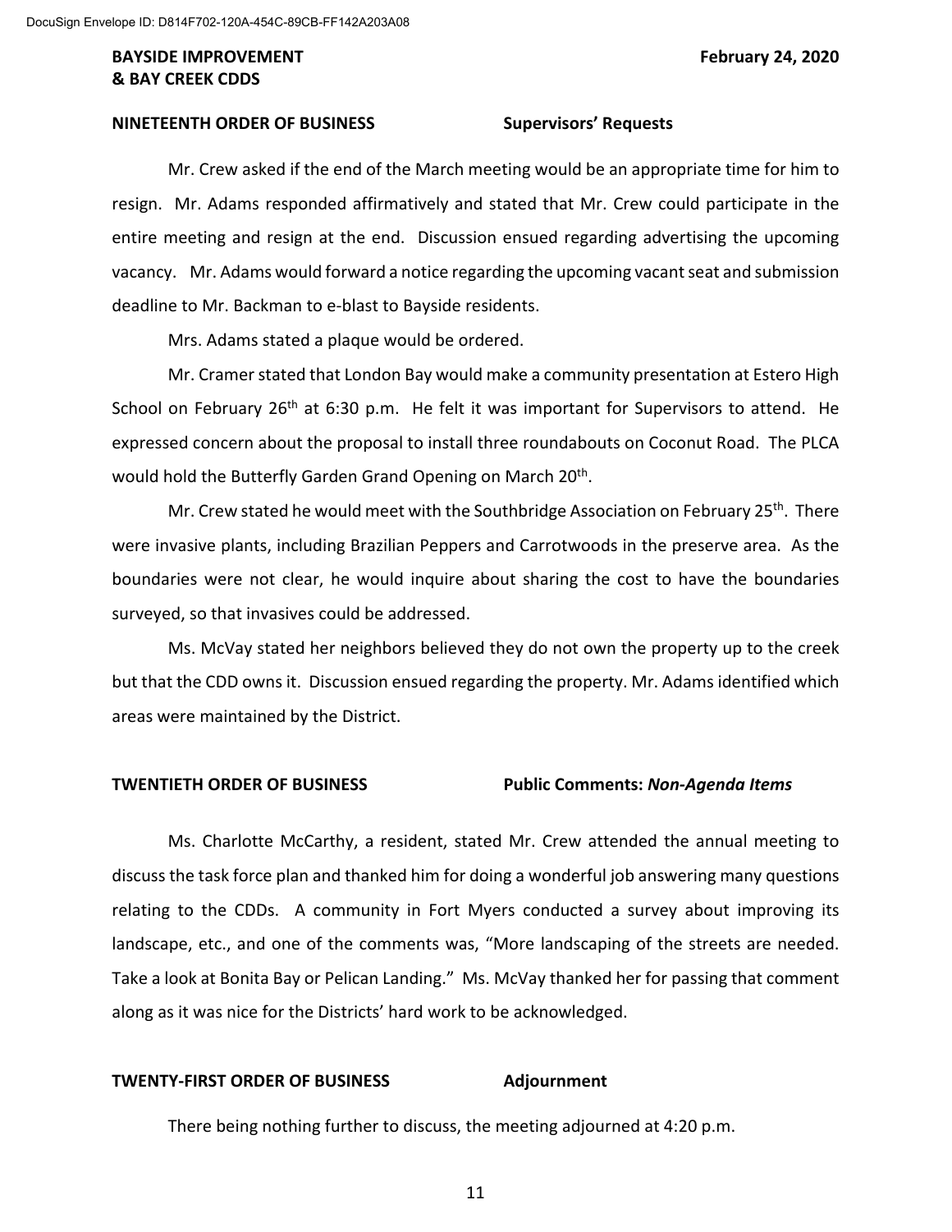## NINETEENTH ORDER OF BUSINESS — Supervisors' Requests

Mr. Crew asked if the end of the March meeting would be an appropriate time for him to resign. Mr. Adams responded affirmatively and stated that Mr. Crew could participate in the entire meeting and resign at the end. Discussion ensued regarding advertising the upcoming vacancy. Mr. Adams would forward a notice regarding the upcoming vacant seat and submission deadline to Mr. Backman to e-blast to Bayside residents.

Mrs. Adams stated a plaque would be ordered.

Mr. Cramer stated that London Bay would make a community presentation at Estero High School on February 26th at 6:30 p.m. He felt it was important for Supervisors to attend. He expressed concern about the proposal to install three roundabouts on Coconut Road. The PLCA would hold the Butterfly Garden Grand Opening on March 20th.

Mr. Crew stated he would meet with the Southbridge Association on February 25th. There were invasive plants, including Brazilian Peppers and Carrotwoods in the preserve area. As the boundaries were not clear, he would inquire about sharing the cost to have the boundaries surveyed, so that invasives could be addressed.

Ms. McVay stated her neighbors believed they do not own the property up to the creek but that the CDD owns it. Discussion ensued regarding the property. Mr. Adams identified which areas were maintained by the District.

## TWENTIETH ORDER OF BUSINESS — Public Comments: *Non-Agenda Items*

Ms. Charlotte McCarthy, a resident, stated Mr. Crew attended the annual meeting to discuss the task force plan and thanked him for doing a wonderful job answering many questions relating to the CDDs. A community in Fort Myers conducted a survey about improving its landscape, etc., and one of the comments was, "More landscaping of the streets are needed. Take a look at Bonita Bay or Pelican Landing." Ms. McVay thanked her for passing that comment along as it was nice for the Districts' hard work to be acknowledged.

## TWENTY-FIRST ORDER OF BUSINESS — Adjournment

There being nothing further to discuss, the meeting adjourned at 4:20 p.m.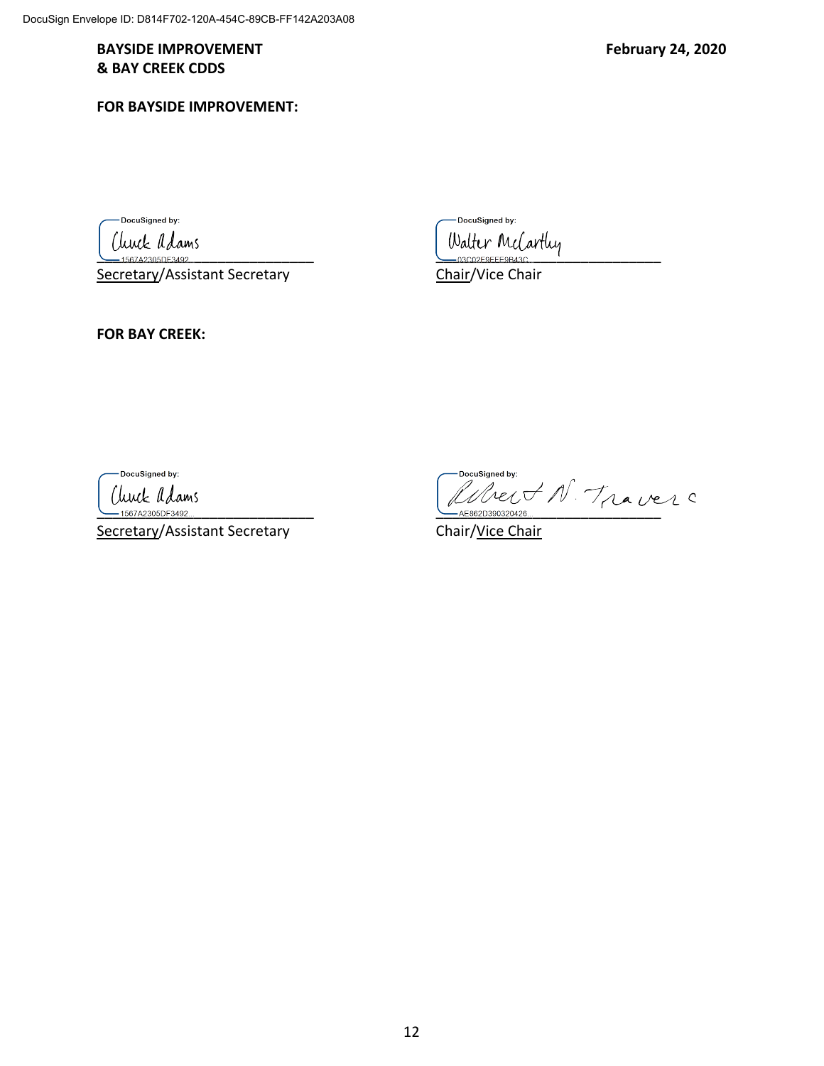DocuSign Envelope ID: D814F702-120A-454C-89CB-FF142A203A08

**BAYSIDE IMPROVEMENT & BAY CREEK CDDS** **February 24, 2020**

**FOR BAYSIDE IMPROVEMENT:**

DocuSigned by:
Chuck Adams
1567A2305DF3492...
Secretary/Assistant Secretary

DocuSigned by:
Walter McCarthy
03C02E9EFE9B43C...
Chair/Vice Chair

**FOR BAY CREEK:**

DocuSigned by:
Chuck Adams
1567A2305DF3492...
Secretary/Assistant Secretary

DocuSigned by:
Robert N. Travers
AE862D390320426...
Chair/Vice Chair